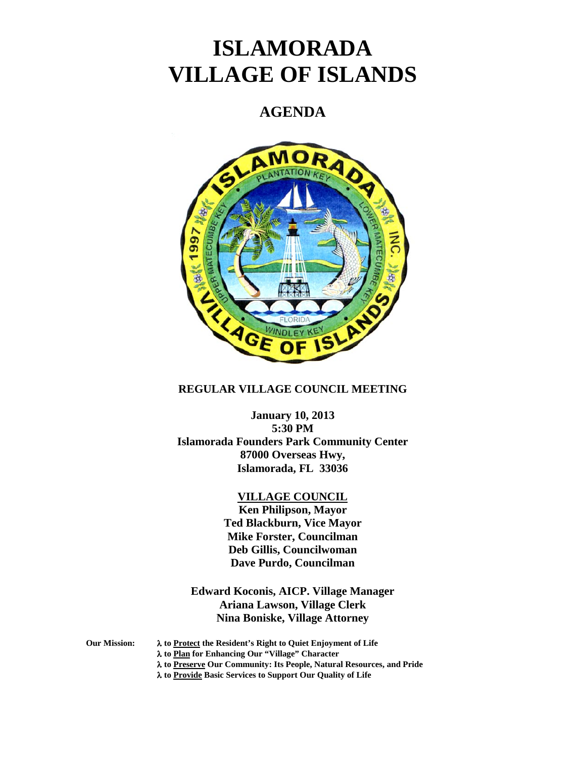# ISLAMORADA VILLAGE OF ISLANDS

## AGENDA

**REGULAR VILLAGE COUNCIL MEETING**

**January 10, 2013**
**5:30 PM**
**Islamorada Founders Park Community Center**
**87000 Overseas Hwy,**
**Islamorada, FL 33036**

**VILLAGE COUNCIL**
**Ken Philipson, Mayor**
**Ted Blackburn, Vice Mayor**
**Mike Forster, Councilman**
**Deb Gillis, Councilwoman**
**Dave Purdo, Councilman**

**Edward Koconis, AICP. Village Manager**
**Ariana Lawson, Village Clerk**
**Nina Boniske, Village Attorney**

**Our Mission:**
- **to Protect the Resident's Right to Quiet Enjoyment of Life**
- **to Plan for Enhancing Our "Village" Character**
- **to Preserve Our Community: Its People, Natural Resources, and Pride**
- **to Provide Basic Services to Support Our Quality of Life**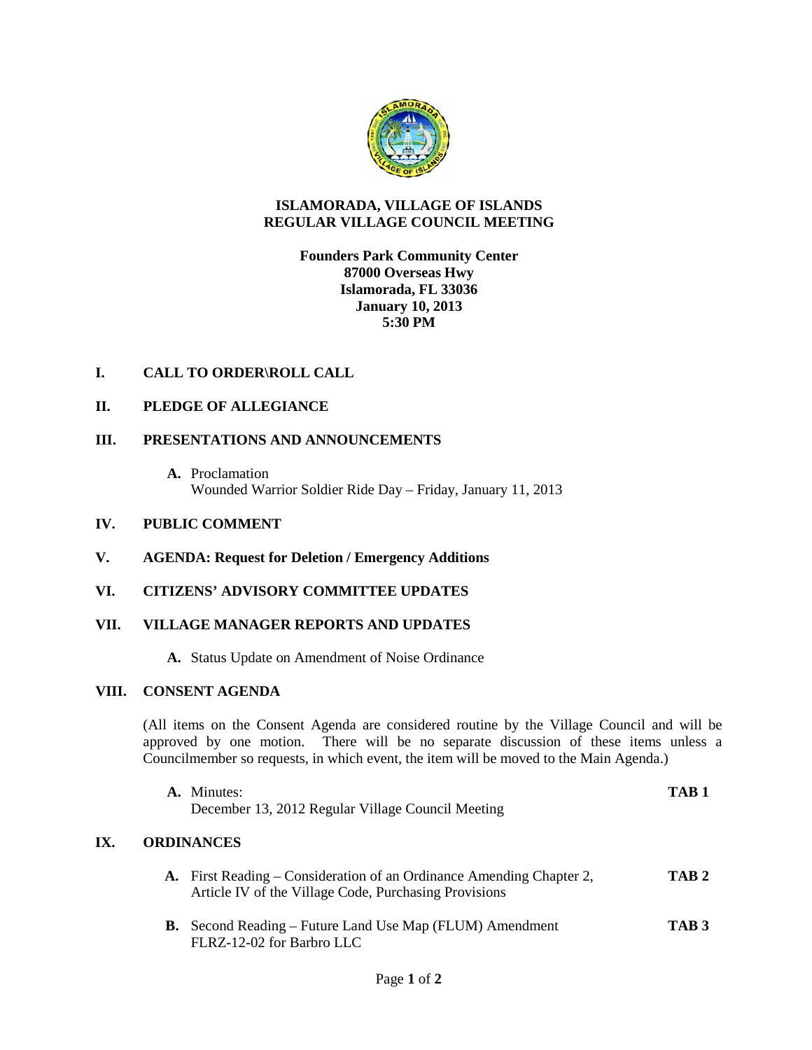# ISLAMORADA, VILLAGE OF ISLANDS
## REGULAR VILLAGE COUNCIL MEETING

**Founders Park Community Center**
**87000 Overseas Hwy**
**Islamorada, FL 33036**
**January 10, 2013**
**5:30 PM**

**I. CALL TO ORDER\ROLL CALL**

**II. PLEDGE OF ALLEGIANCE**

**III. PRESENTATIONS AND ANNOUNCEMENTS**

**A.** Proclamation
Wounded Warrior Soldier Ride Day – Friday, January 11, 2013

**IV. PUBLIC COMMENT**

**V. AGENDA: Request for Deletion / Emergency Additions**

**VI. CITIZENS' ADVISORY COMMITTEE UPDATES**

**VII. VILLAGE MANAGER REPORTS AND UPDATES**

**A.** Status Update on Amendment of Noise Ordinance

**VIII. CONSENT AGENDA**

(All items on the Consent Agenda are considered routine by the Village Council and will be approved by one motion. There will be no separate discussion of these items unless a Councilmember so requests, in which event, the item will be moved to the Main Agenda.)

**A.** Minutes: **TAB 1**
December 13, 2012 Regular Village Council Meeting

**IX. ORDINANCES**

**A.** First Reading – Consideration of an Ordinance Amending Chapter 2, Article IV of the Village Code, Purchasing Provisions **TAB 2**

**B.** Second Reading – Future Land Use Map (FLUM) Amendment FLRZ-12-02 for Barbro LLC **TAB 3**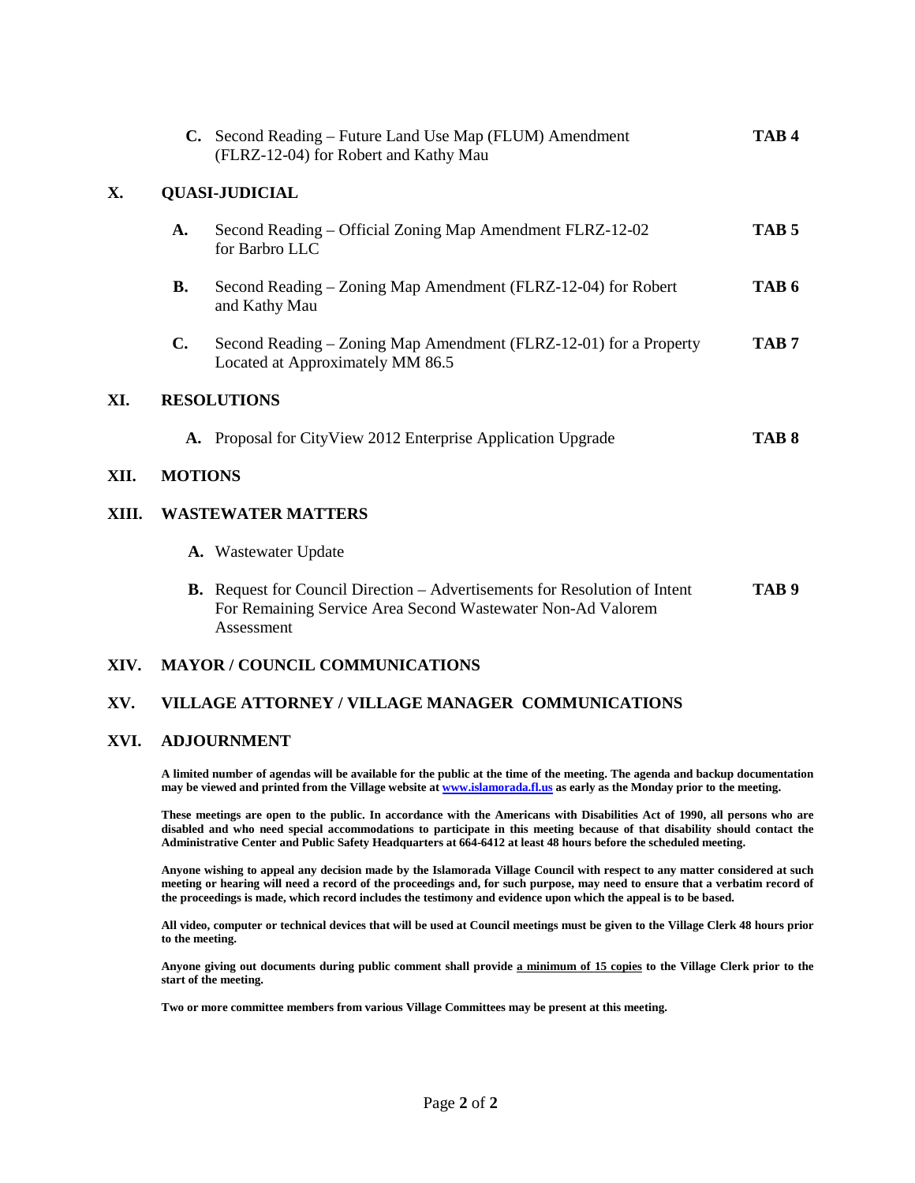**C.** Second Reading – Future Land Use Map (FLUM) Amendment (FLRZ-12-04) for Robert and Kathy Mau **TAB 4**

## X. QUASI-JUDICIAL

**A.** Second Reading – Official Zoning Map Amendment FLRZ-12-02 for Barbro LLC **TAB 5**

**B.** Second Reading – Zoning Map Amendment (FLRZ-12-04) for Robert and Kathy Mau **TAB 6**

**C.** Second Reading – Zoning Map Amendment (FLRZ-12-01) for a Property Located at Approximately MM 86.5 **TAB 7**

## XI. RESOLUTIONS

**A.** Proposal for CityView 2012 Enterprise Application Upgrade **TAB 8**

## XII. MOTIONS

## XIII. WASTEWATER MATTERS

**A.** Wastewater Update

**B.** Request for Council Direction – Advertisements for Resolution of Intent For Remaining Service Area Second Wastewater Non-Ad Valorem Assessment **TAB 9**

## XIV. MAYOR / COUNCIL COMMUNICATIONS

## XV. VILLAGE ATTORNEY / VILLAGE MANAGER COMMUNICATIONS

## XVI. ADJOURNMENT

**A limited number of agendas will be available for the public at the time of the meeting. The agenda and backup documentation may be viewed and printed from the Village website at www.islamorada.fl.us as early as the Monday prior to the meeting.**

**These meetings are open to the public. In accordance with the Americans with Disabilities Act of 1990, all persons who are disabled and who need special accommodations to participate in this meeting because of that disability should contact the Administrative Center and Public Safety Headquarters at 664-6412 at least 48 hours before the scheduled meeting.**

**Anyone wishing to appeal any decision made by the Islamorada Village Council with respect to any matter considered at such meeting or hearing will need a record of the proceedings and, for such purpose, may need to ensure that a verbatim record of the proceedings is made, which record includes the testimony and evidence upon which the appeal is to be based.**

**All video, computer or technical devices that will be used at Council meetings must be given to the Village Clerk 48 hours prior to the meeting.**

**Anyone giving out documents during public comment shall provide a minimum of 15 copies to the Village Clerk prior to the start of the meeting.**

**Two or more committee members from various Village Committees may be present at this meeting.**